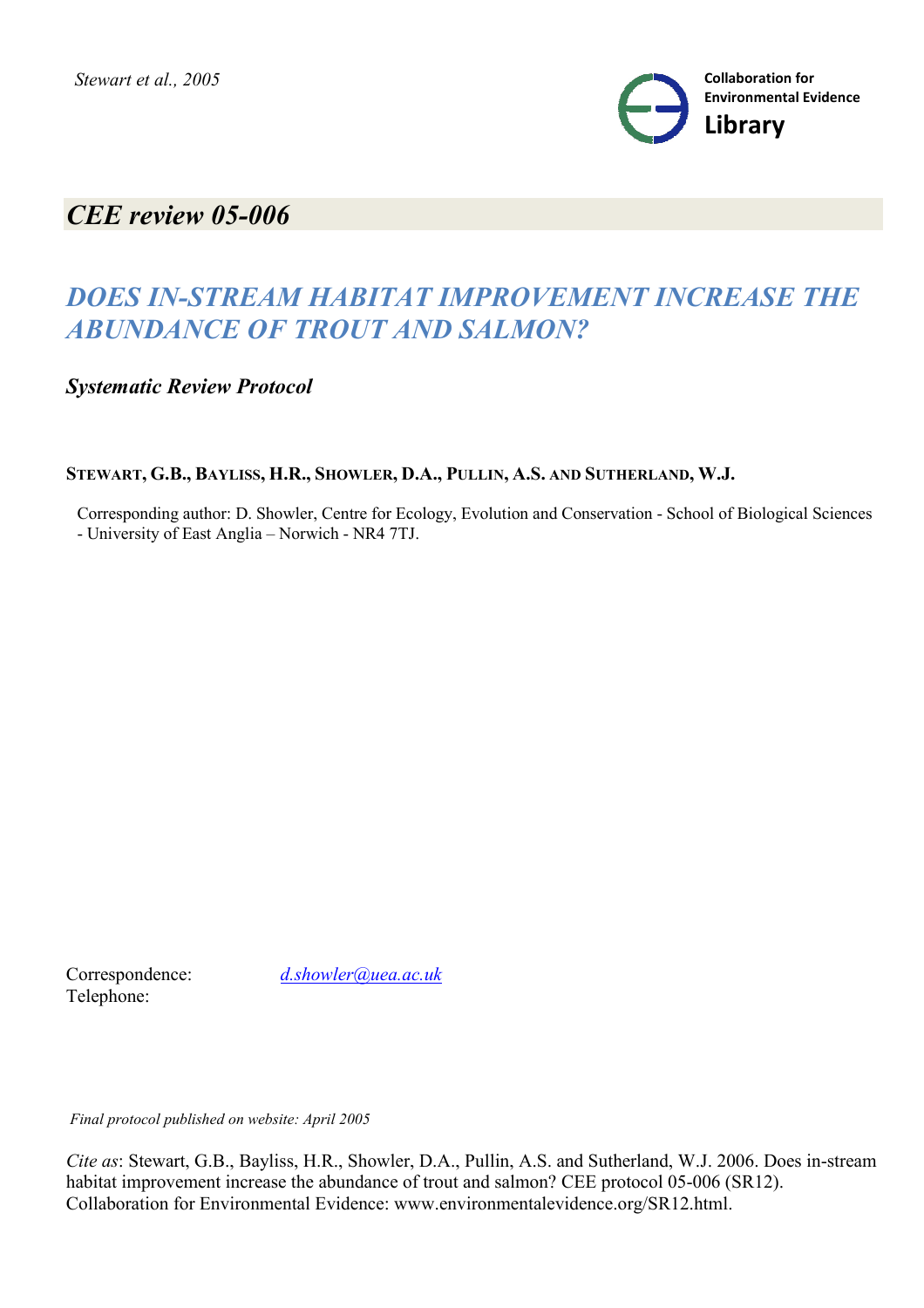*Stewart et al., 2005*

**Collaboration for Environmental Evidence**
**Library**

## *CEE review 05-006*

# *DOES IN-STREAM HABITAT IMPROVEMENT INCREASE THE ABUNDANCE OF TROUT AND SALMON?*

### *Systematic Review Protocol*

**STEWART, G.B., BAYLISS, H.R., SHOWLER, D.A., PULLIN, A.S. AND SUTHERLAND, W.J.**

Corresponding author: D. Showler, Centre for Ecology, Evolution and Conservation - School of Biological Sciences - University of East Anglia – Norwich - NR4 7TJ.

Correspondence: *d.showler@uea.ac.uk*
Telephone:

*Final protocol published on website: April 2005*

*Cite as*: Stewart, G.B., Bayliss, H.R., Showler, D.A., Pullin, A.S. and Sutherland, W.J. 2006. Does in-stream habitat improvement increase the abundance of trout and salmon? CEE protocol 05-006 (SR12). Collaboration for Environmental Evidence: www.environmentalevidence.org/SR12.html.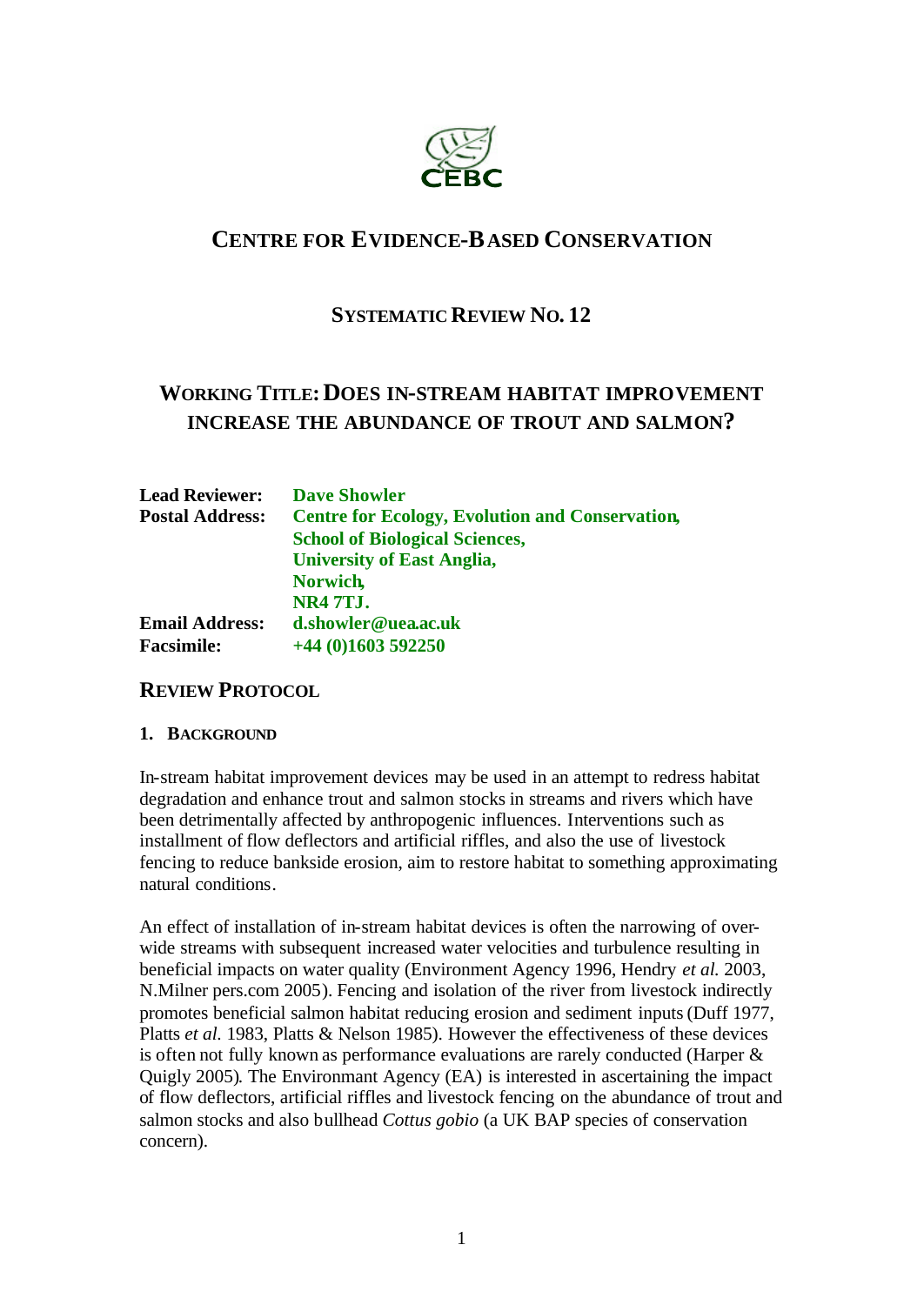# CENTRE FOR EVIDENCE-BASED CONSERVATION

## SYSTEMATIC REVIEW NO. 12

## WORKING TITLE: DOES IN-STREAM HABITAT IMPROVEMENT INCREASE THE ABUNDANCE OF TROUT AND SALMON?

**Lead Reviewer:** **Dave Showler**
**Postal Address:** **Centre for Ecology, Evolution and Conservation, School of Biological Sciences, University of East Anglia, Norwich, NR4 7TJ.**
**Email Address:** **d.showler@uea.ac.uk**
**Facsimile:** **+44 (0)1603 592250**

## REVIEW PROTOCOL

### 1. BACKGROUND

In-stream habitat improvement devices may be used in an attempt to redress habitat degradation and enhance trout and salmon stocks in streams and rivers which have been detrimentally affected by anthropogenic influences. Interventions such as installment of flow deflectors and artificial riffles, and also the use of livestock fencing to reduce bankside erosion, aim to restore habitat to something approximating natural conditions.

An effect of installation of in-stream habitat devices is often the narrowing of over-wide streams with subsequent increased water velocities and turbulence resulting in beneficial impacts on water quality (Environment Agency 1996, Hendry *et al.* 2003, N.Milner pers.com 2005). Fencing and isolation of the river from livestock indirectly promotes beneficial salmon habitat reducing erosion and sediment inputs (Duff 1977, Platts *et al.* 1983, Platts & Nelson 1985). However the effectiveness of these devices is often not fully known as performance evaluations are rarely conducted (Harper & Quigly 2005). The Environmant Agency (EA) is interested in ascertaining the impact of flow deflectors, artificial riffles and livestock fencing on the abundance of trout and salmon stocks and also bullhead *Cottus gobio* (a UK BAP species of conservation concern).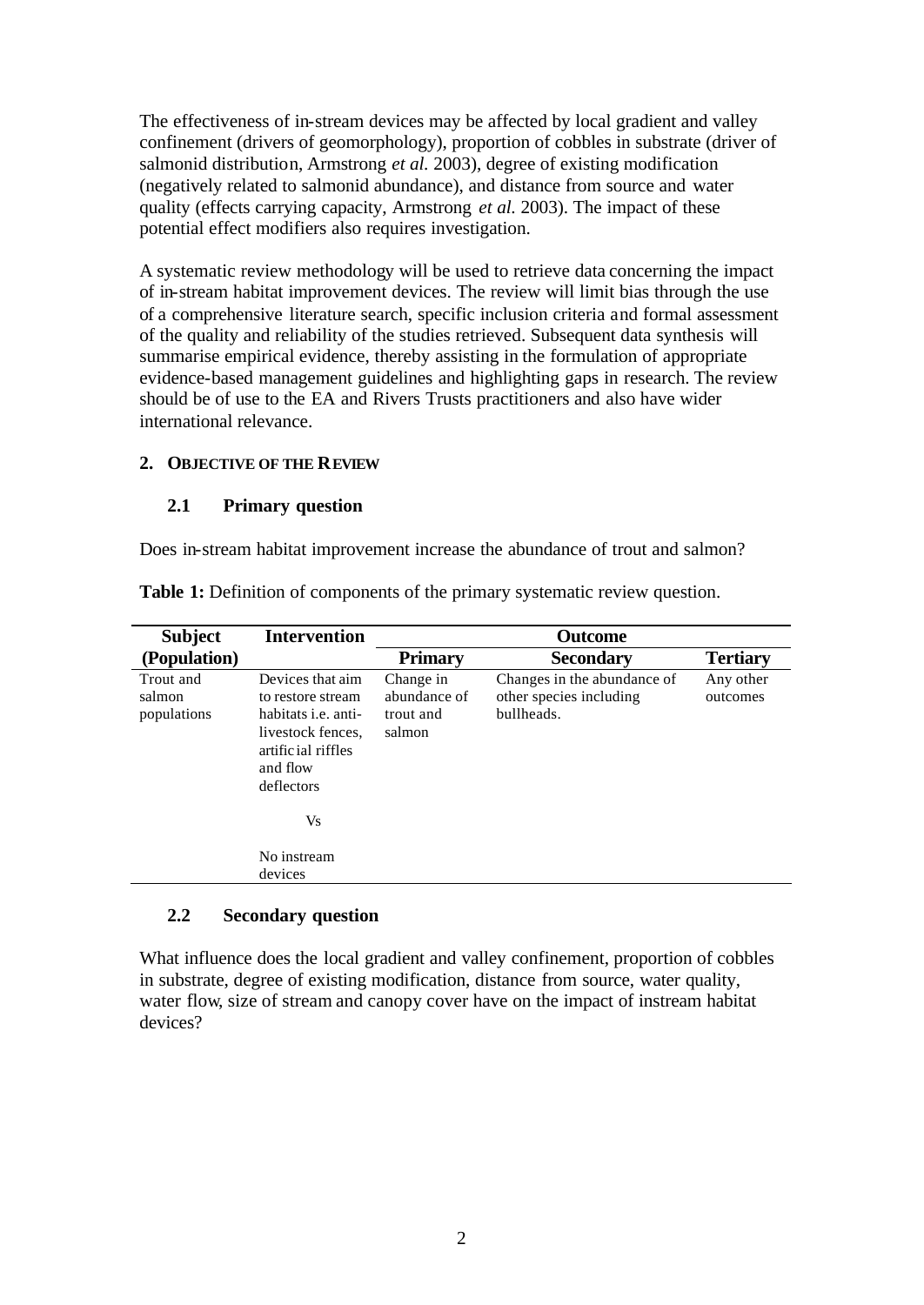The effectiveness of in-stream devices may be affected by local gradient and valley confinement (drivers of geomorphology), proportion of cobbles in substrate (driver of salmonid distribution, Armstrong *et al.* 2003), degree of existing modification (negatively related to salmonid abundance), and distance from source and water quality (effects carrying capacity, Armstrong *et al.* 2003). The impact of these potential effect modifiers also requires investigation.

A systematic review methodology will be used to retrieve data concerning the impact of in-stream habitat improvement devices. The review will limit bias through the use of a comprehensive literature search, specific inclusion criteria and formal assessment of the quality and reliability of the studies retrieved. Subsequent data synthesis will summarise empirical evidence, thereby assisting in the formulation of appropriate evidence-based management guidelines and highlighting gaps in research. The review should be of use to the EA and Rivers Trusts practitioners and also have wider international relevance.

## 2. OBJECTIVE OF THE REVIEW

### 2.1 Primary question

Does in-stream habitat improvement increase the abundance of trout and salmon?

**Table 1:** Definition of components of the primary systematic review question.

| Subject (Population) | Intervention | Outcome | | |
|---|---|---|---|---|
| | | **Primary** | **Secondary** | **Tertiary** |
| Trout and salmon populations | Devices that aim to restore stream habitats i.e. anti-livestock fences, artificial riffles and flow deflectors<br><br>Vs<br><br>No instream devices | Change in abundance of trout and salmon | Changes in the abundance of other species including bullheads. | Any other outcomes |

### 2.2 Secondary question

What influence does the local gradient and valley confinement, proportion of cobbles in substrate, degree of existing modification, distance from source, water quality, water flow, size of stream and canopy cover have on the impact of instream habitat devices?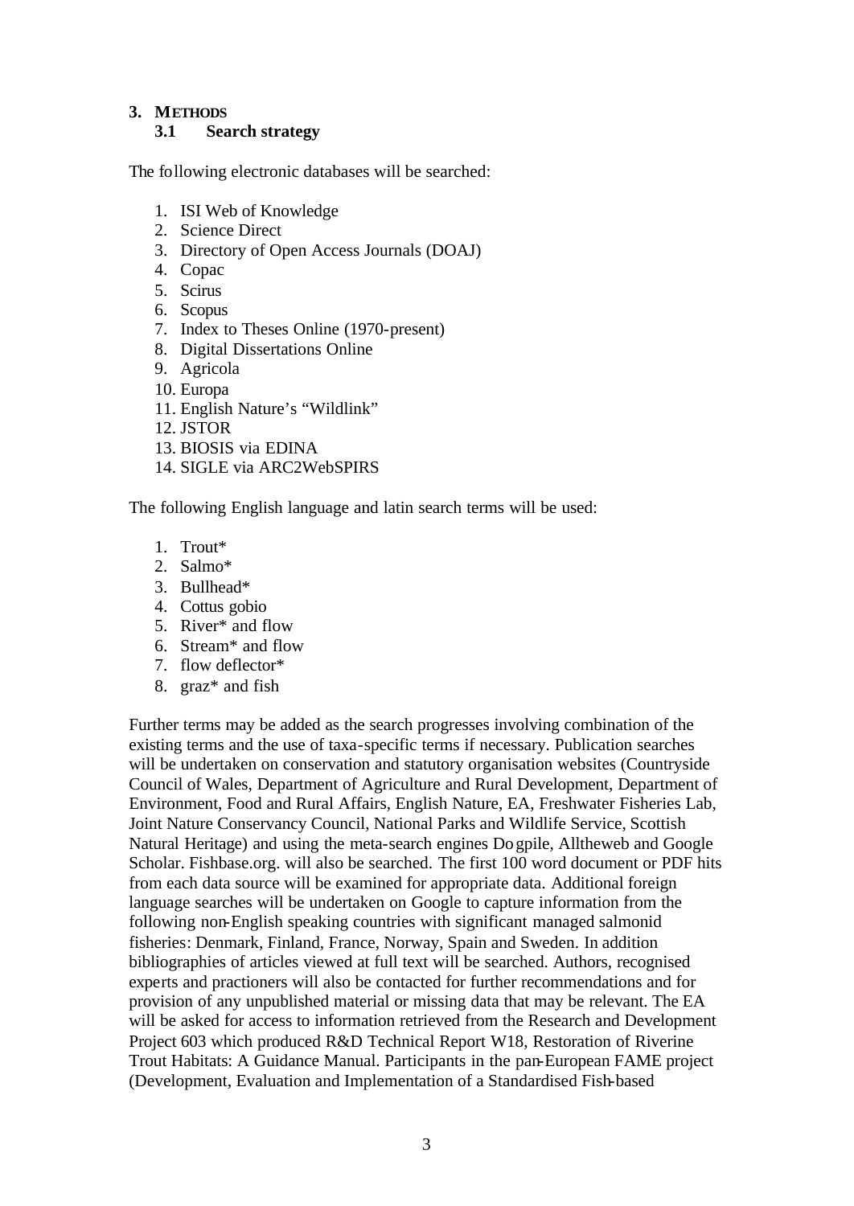## 3. METHODS

### 3.1 Search strategy

The following electronic databases will be searched:

1. ISI Web of Knowledge
2. Science Direct
3. Directory of Open Access Journals (DOAJ)
4. Copac
5. Scirus
6. Scopus
7. Index to Theses Online (1970-present)
8. Digital Dissertations Online
9. Agricola
10. Europa
11. English Nature's "Wildlink"
12. JSTOR
13. BIOSIS via EDINA
14. SIGLE via ARC2WebSPIRS

The following English language and latin search terms will be used:

1. Trout*
2. Salmo*
3. Bullhead*
4. Cottus gobio
5. River* and flow
6. Stream* and flow
7. flow deflector*
8. graz* and fish

Further terms may be added as the search progresses involving combination of the existing terms and the use of taxa-specific terms if necessary. Publication searches will be undertaken on conservation and statutory organisation websites (Countryside Council of Wales, Department of Agriculture and Rural Development, Department of Environment, Food and Rural Affairs, English Nature, EA, Freshwater Fisheries Lab, Joint Nature Conservancy Council, National Parks and Wildlife Service, Scottish Natural Heritage) and using the meta-search engines Dogpile, Alltheweb and Google Scholar. Fishbase.org. will also be searched. The first 100 word document or PDF hits from each data source will be examined for appropriate data. Additional foreign language searches will be undertaken on Google to capture information from the following non-English speaking countries with significant managed salmonid fisheries: Denmark, Finland, France, Norway, Spain and Sweden. In addition bibliographies of articles viewed at full text will be searched. Authors, recognised experts and practioners will also be contacted for further recommendations and for provision of any unpublished material or missing data that may be relevant. The EA will be asked for access to information retrieved from the Research and Development Project 603 which produced R&D Technical Report W18, Restoration of Riverine Trout Habitats: A Guidance Manual. Participants in the pan-European FAME project (Development, Evaluation and Implementation of a Standardised Fish-based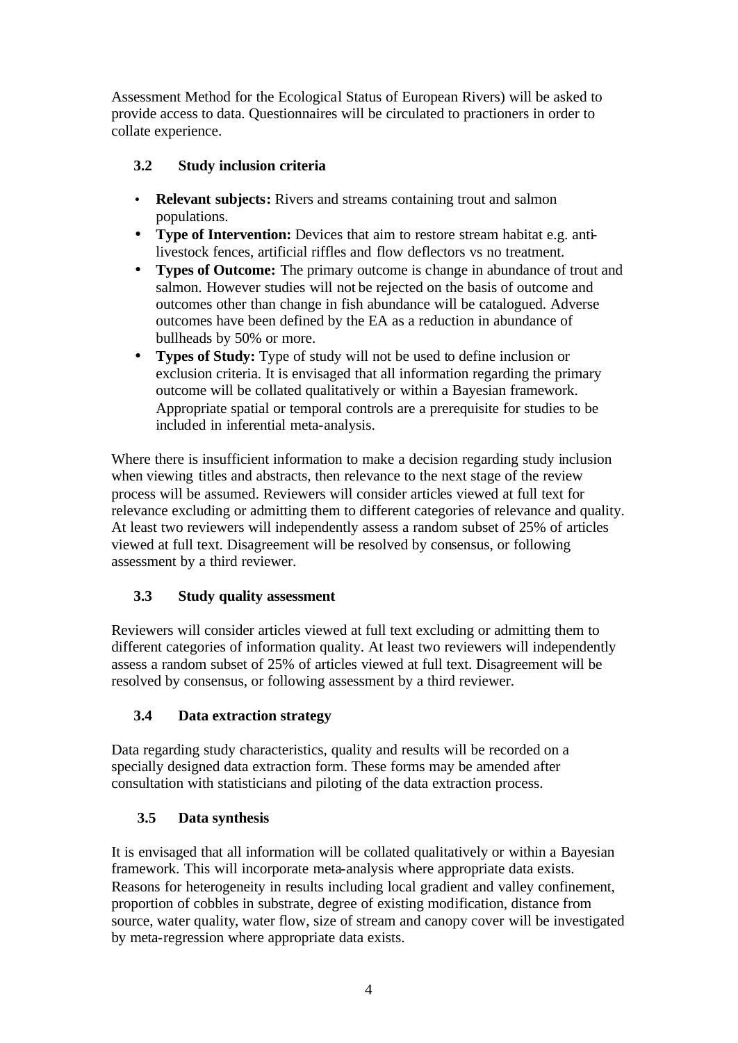Assessment Method for the Ecological Status of European Rivers) will be asked to provide access to data. Questionnaires will be circulated to practioners in order to collate experience.

### 3.2 Study inclusion criteria

- **Relevant subjects:** Rivers and streams containing trout and salmon populations.
- **Type of Intervention:** Devices that aim to restore stream habitat e.g. anti-livestock fences, artificial riffles and flow deflectors vs no treatment.
- **Types of Outcome:** The primary outcome is change in abundance of trout and salmon. However studies will not be rejected on the basis of outcome and outcomes other than change in fish abundance will be catalogued. Adverse outcomes have been defined by the EA as a reduction in abundance of bullheads by 50% or more.
- **Types of Study:** Type of study will not be used to define inclusion or exclusion criteria. It is envisaged that all information regarding the primary outcome will be collated qualitatively or within a Bayesian framework. Appropriate spatial or temporal controls are a prerequisite for studies to be included in inferential meta-analysis.

Where there is insufficient information to make a decision regarding study inclusion when viewing titles and abstracts, then relevance to the next stage of the review process will be assumed. Reviewers will consider articles viewed at full text for relevance excluding or admitting them to different categories of relevance and quality. At least two reviewers will independently assess a random subset of 25% of articles viewed at full text. Disagreement will be resolved by consensus, or following assessment by a third reviewer.

### 3.3 Study quality assessment

Reviewers will consider articles viewed at full text excluding or admitting them to different categories of information quality. At least two reviewers will independently assess a random subset of 25% of articles viewed at full text. Disagreement will be resolved by consensus, or following assessment by a third reviewer.

### 3.4 Data extraction strategy

Data regarding study characteristics, quality and results will be recorded on a specially designed data extraction form. These forms may be amended after consultation with statisticians and piloting of the data extraction process.

### 3.5 Data synthesis

It is envisaged that all information will be collated qualitatively or within a Bayesian framework. This will incorporate meta-analysis where appropriate data exists. Reasons for heterogeneity in results including local gradient and valley confinement, proportion of cobbles in substrate, degree of existing modification, distance from source, water quality, water flow, size of stream and canopy cover will be investigated by meta-regression where appropriate data exists.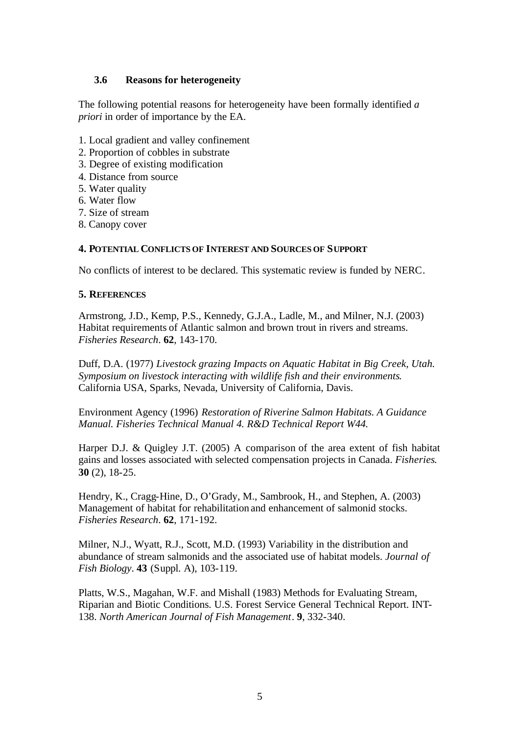### 3.6 Reasons for heterogeneity

The following potential reasons for heterogeneity have been formally identified *a priori* in order of importance by the EA.

1. Local gradient and valley confinement
2. Proportion of cobbles in substrate
3. Degree of existing modification
4. Distance from source
5. Water quality
6. Water flow
7. Size of stream
8. Canopy cover

## 4. Potential Conflicts of Interest and Sources of Support

No conflicts of interest to be declared. This systematic review is funded by NERC.

## 5. References

Armstrong, J.D., Kemp, P.S., Kennedy, G.J.A., Ladle, M., and Milner, N.J. (2003) Habitat requirements of Atlantic salmon and brown trout in rivers and streams. *Fisheries Research*. **62**, 143-170.

Duff, D.A. (1977) *Livestock grazing Impacts on Aquatic Habitat in Big Creek, Utah. Symposium on livestock interacting with wildlife fish and their environments*. California USA, Sparks, Nevada, University of California, Davis.

Environment Agency (1996) *Restoration of Riverine Salmon Habitats. A Guidance Manual. Fisheries Technical Manual 4. R&D Technical Report W44.*

Harper D.J. & Quigley J.T. (2005) A comparison of the area extent of fish habitat gains and losses associated with selected compensation projects in Canada. *Fisheries*. **30** (2), 18-25.

Hendry, K., Cragg-Hine, D., O'Grady, M., Sambrook, H., and Stephen, A. (2003) Management of habitat for rehabilitation and enhancement of salmonid stocks. *Fisheries Research*. **62**, 171-192.

Milner, N.J., Wyatt, R.J., Scott, M.D. (1993) Variability in the distribution and abundance of stream salmonids and the associated use of habitat models. *Journal of Fish Biology*. **43** (Suppl. A), 103-119.

Platts, W.S., Magahan, W.F. and Mishall (1983) Methods for Evaluating Stream, Riparian and Biotic Conditions. U.S. Forest Service General Technical Report. INT-138. *North American Journal of Fish Management*. **9**, 332-340.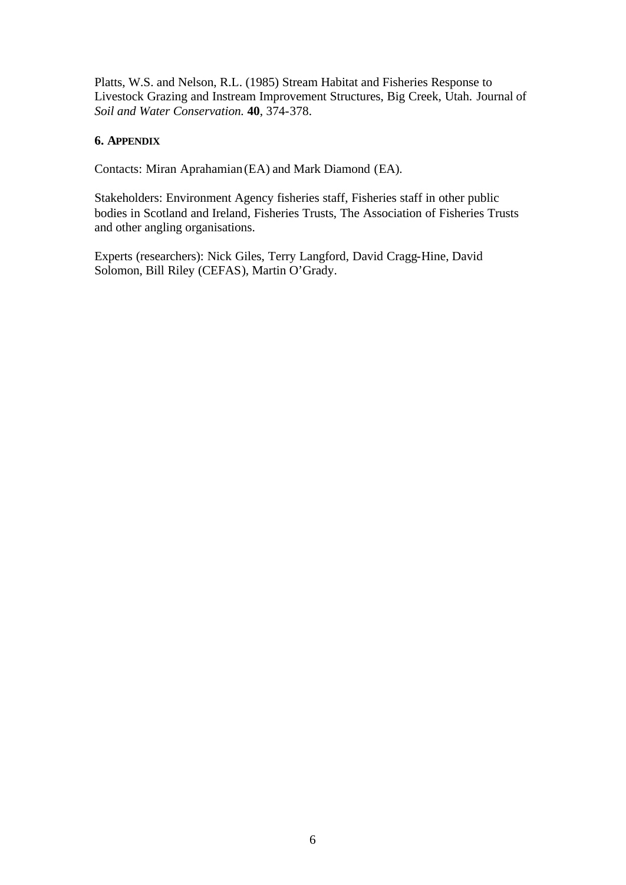Platts, W.S. and Nelson, R.L. (1985) Stream Habitat and Fisheries Response to Livestock Grazing and Instream Improvement Structures, Big Creek, Utah. Journal of *Soil and Water Conservation.* **40**, 374-378.

## 6. APPENDIX

Contacts: Miran Aprahamian (EA) and Mark Diamond (EA).

Stakeholders: Environment Agency fisheries staff, Fisheries staff in other public bodies in Scotland and Ireland, Fisheries Trusts, The Association of Fisheries Trusts and other angling organisations.

Experts (researchers): Nick Giles, Terry Langford, David Cragg-Hine, David Solomon, Bill Riley (CEFAS), Martin O'Grady.